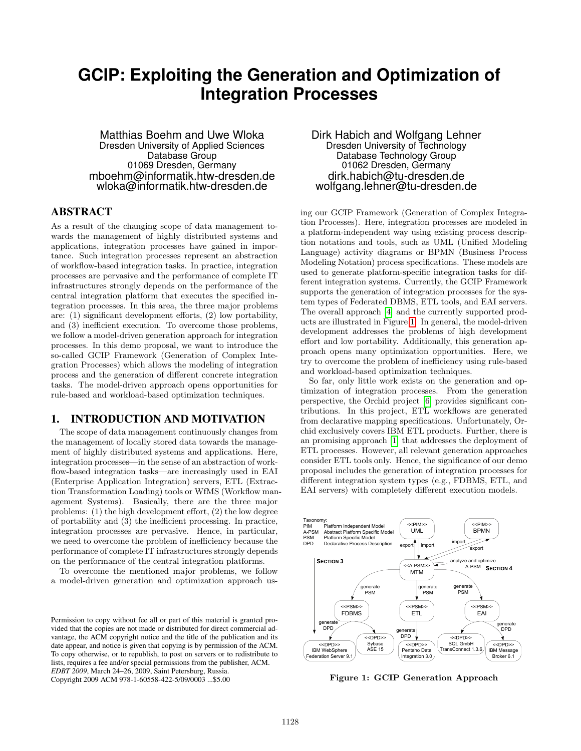# GCIP: Exploiting the Generation and Optimization of Integration Processes

Matthias Boehm and Uwe Wloka
Dresden University of Applied Sciences
Database Group
01069 Dresden, Germany
mboehm@informatik.htw-dresden.de
wloka@informatik.htw-dresden.de

Dirk Habich and Wolfgang Lehner
Dresden University of Technology
Database Technology Group
01062 Dresden, Germany
dirk.habich@tu-dresden.de
wolfgang.lehner@tu-dresden.de

## ABSTRACT

As a result of the changing scope of data management towards the management of highly distributed systems and applications, integration processes have gained in importance. Such integration processes represent an abstraction of workflow-based integration tasks. In practice, integration processes are pervasive and the performance of complete IT infrastructures strongly depends on the performance of the central integration platform that executes the specified integration processes. In this area, the three major problems are: (1) significant development efforts, (2) low portability, and (3) inefficient execution. To overcome those problems, we follow a model-driven generation approach for integration processes. In this demo proposal, we want to introduce the so-called GCIP Framework (Generation of Complex Integration Processes) which allows the modeling of integration process and the generation of different concrete integration tasks. The model-driven approach opens opportunities for rule-based and workload-based optimization techniques.

## 1. INTRODUCTION AND MOTIVATION

The scope of data management continuously changes from the management of locally stored data towards the management of highly distributed systems and applications. Here, integration processes—in the sense of an abstraction of workflow-based integration tasks—are increasingly used in EAI (Enterprise Application Integration) servers, ETL (Extraction Transformation Loading) tools or WfMS (Workflow management Systems). Basically, there are the three major problems: (1) the high development effort, (2) the low degree of portability and (3) the inefficient processing. In practice, integration processes are pervasive. Hence, in particular, we need to overcome the problem of inefficiency because the performance of complete IT infrastructures strongly depends on the performance of the central integration platforms.

To overcome the mentioned major problems, we follow a model-driven generation and optimization approach using our GCIP Framework (Generation of Complex Integration Processes). Here, integration processes are modeled in a platform-independent way using existing process description notations and tools, such as UML (Unified Modeling Language) activity diagrams or BPMN (Business Process Modeling Notation) process specifications. These models are used to generate platform-specific integration tasks for different integration systems. Currently, the GCIP Framework supports the generation of integration processes for the system types of Federated DBMS, ETL tools, and EAI servers. The overall approach [4] and the currently supported products are illustrated in Figure 1. In general, the model-driven development addresses the problems of high development effort and low portability. Additionally, this generation approach opens many optimization opportunities. Here, we try to overcome the problem of inefficiency using rule-based and workload-based optimization techniques.

So far, only little work exists on the generation and optimization of integration processes. From the generation perspective, the Orchid project [6] provides significant contributions. In this project, ETL workflows are generated from declarative mapping specifications. Unfortunately, Orchid exclusively covers IBM ETL products. Further, there is an promising approach [1] that addresses the deployment of ETL processes. However, all relevant generation approaches consider ETL tools only. Hence, the significance of our demo proposal includes the generation of integration processes for different integration system types (e.g., FDBMS, ETL, and EAI servers) with completely different execution models.

Taxonomy:
PIM Platform Independent Model
A-PSM Abstract Platform Specific Model
PSM Platform Specific Model
DPD Declarative Process Description

<<PIM>> UML
<<PIM>> BPMN
export
import
import
export
SECTION 3
analyze and optimize A-PSM
SECTION 4
<<A-PSM>> MTM
generate PSM
generate PSM
generate PSM
<<PSM>> FDBMS
<<PSM>> ETL
<<PSM>> EAI
generate DPD
generate DPD
generate DPD
<<DPD>> IBM WebSphere Federation Server 9.1
<<DPD>> Sybase ASE 15
<<DPD>> Pentaho Data Integration 3.0
<<DPD>> SQL GmbH TransConnect 1.3.6
<<DPD>> IBM Message Broker 6.1

**Figure 1: GCIP Generation Approach**

Permission to copy without fee all or part of this material is granted provided that the copies are not made or distributed for direct commercial advantage, the ACM copyright notice and the title of the publication and its date appear, and notice is given that copying is by permission of the ACM. To copy otherwise, or to republish, to post on servers or to redistribute to lists, requires a fee and/or special permissions from the publisher, ACM.
*EDBT 2009*, March 24–26, 2009, Saint Petersburg, Russia.
Copyright 2009 ACM 978-1-60558-422-5/09/0003 ...$5.00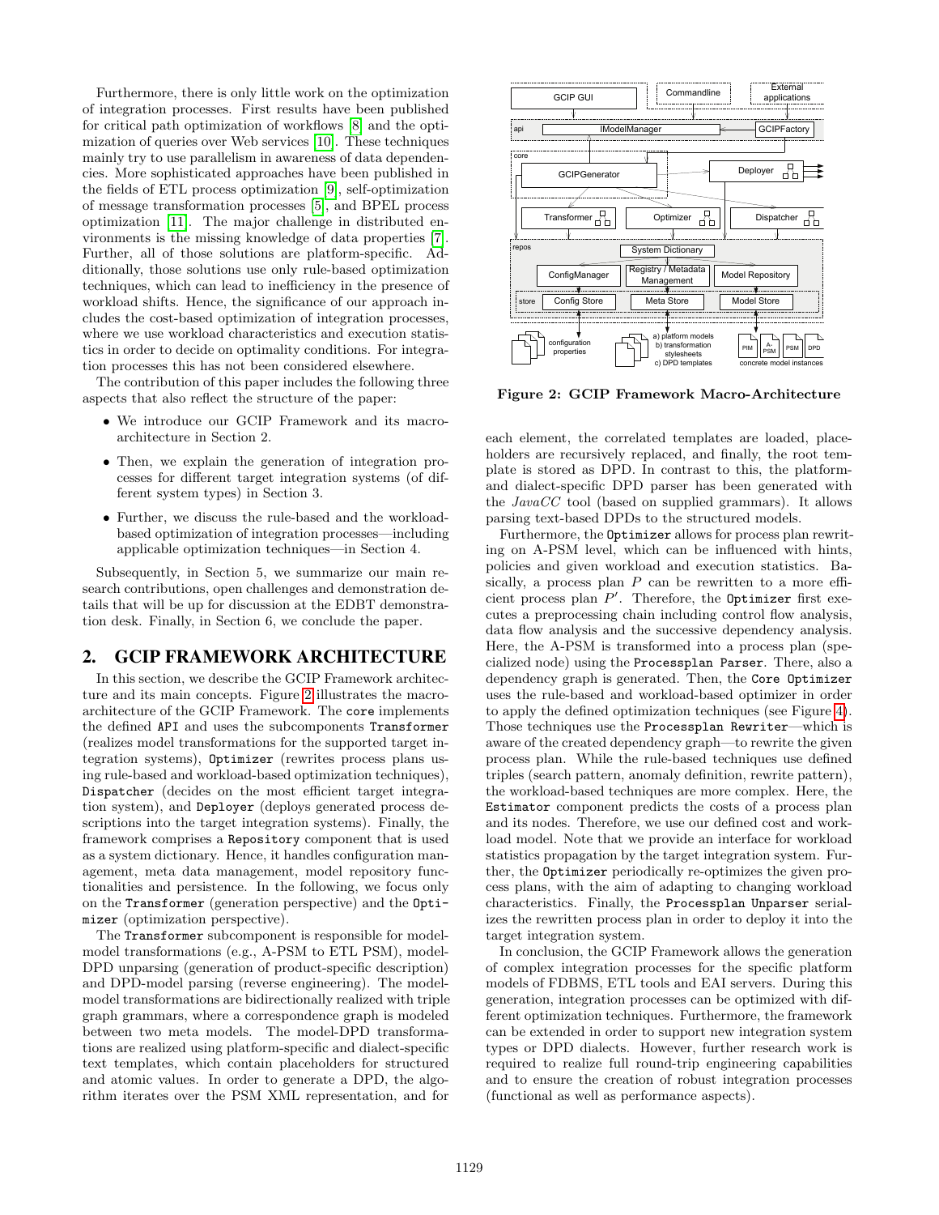Furthermore, there is only little work on the optimization of integration processes. First results have been published for critical path optimization of workflows [8] and the optimization of queries over Web services [10]. These techniques mainly try to use parallelism in awareness of data dependencies. More sophisticated approaches have been published in the fields of ETL process optimization [9], self-optimization of message transformation processes [5], and BPEL process optimization [11]. The major challenge in distributed environments is the missing knowledge of data properties [7]. Further, all of those solutions are platform-specific. Additionally, those solutions use only rule-based optimization techniques, which can lead to inefficiency in the presence of workload shifts. Hence, the significance of our approach includes the cost-based optimization of integration processes, where we use workload characteristics and execution statistics in order to decide on optimality conditions. For integration processes this has not been considered elsewhere.

The contribution of this paper includes the following three aspects that also reflect the structure of the paper:

- We introduce our GCIP Framework and its macro-architecture in Section 2.
- Then, we explain the generation of integration processes for different target integration systems (of different system types) in Section 3.
- Further, we discuss the rule-based and the workload-based optimization of integration processes—including applicable optimization techniques—in Section 4.

Subsequently, in Section 5, we summarize our main research contributions, open challenges and demonstration details that will be up for discussion at the EDBT demonstration desk. Finally, in Section 6, we conclude the paper.

## 2. GCIP FRAMEWORK ARCHITECTURE

In this section, we describe the GCIP Framework architecture and its main concepts. Figure 2 illustrates the macro-architecture of the GCIP Framework. The `core` implements the defined `API` and uses the subcomponents `Transformer` (realizes model transformations for the supported target integration systems), `Optimizer` (rewrites process plans using rule-based and workload-based optimization techniques), `Dispatcher` (decides on the most efficient target integration system), and `Deployer` (deploys generated process descriptions into the target integration systems). Finally, the framework comprises a `Repository` component that is used as a system dictionary. Hence, it handles configuration management, meta data management, model repository functionalities and persistence. In the following, we focus only on the `Transformer` (generation perspective) and the `Optimizer` (optimization perspective).

The `Transformer` subcomponent is responsible for model-model transformations (e.g., A-PSM to ETL PSM), model-DPD unparsing (generation of product-specific description) and DPD-model parsing (reverse engineering). The model-model transformations are bidirectionally realized with triple graph grammars, where a correspondence graph is modeled between two meta models. The model-DPD transformations are realized using platform-specific and dialect-specific text templates, which contain placeholders for structured and atomic values. In order to generate a DPD, the algorithm iterates over the PSM XML representation, and for

GCIP GUI
Commandline
External applications
api
IModelManager
GCIPFactory
core
GCIPGenerator
Deployer
Transformer
Optimizer
Dispatcher
repos
System Dictionary
ConfigManager
Registry / Metadata Management
Model Repository
store
Config Store
Meta Store
Model Store
configuration properties
a) platform models
b) transformation stylesheets
c) DPD templates
PIM
A-PSM
PSM
DPD
concrete model instances

**Figure 2: GCIP Framework Macro-Architecture**

each element, the correlated templates are loaded, placeholders are recursively replaced, and finally, the root template is stored as DPD. In contrast to this, the platform- and dialect-specific DPD parser has been generated with the *JavaCC* tool (based on supplied grammars). It allows parsing text-based DPDs to the structured models.

Furthermore, the `Optimizer` allows for process plan rewriting on A-PSM level, which can be influenced with hints, policies and given workload and execution statistics. Basically, a process plan $P$ can be rewritten to a more efficient process plan $P'$. Therefore, the `Optimizer` first executes a preprocessing chain including control flow analysis, data flow analysis and the successive dependency analysis. Here, the A-PSM is transformed into a process plan (specialized node) using the `Processplan Parser`. There, also a dependency graph is generated. Then, the `Core Optimizer` uses the rule-based and workload-based optimizer in order to apply the defined optimization techniques (see Figure 4). Those techniques use the `Processplan Rewriter`—which is aware of the created dependency graph—to rewrite the given process plan. While the rule-based techniques use defined triples (search pattern, anomaly definition, rewrite pattern), the workload-based techniques are more complex. Here, the `Estimator` component predicts the costs of a process plan and its nodes. Therefore, we use our defined cost and workload model. Note that we provide an interface for workload statistics propagation by the target integration system. Further, the `Optimizer` periodically re-optimizes the given process plans, with the aim of adapting to changing workload characteristics. Finally, the `Processplan Unparser` serializes the rewritten process plan in order to deploy it into the target integration system.

In conclusion, the GCIP Framework allows the generation of complex integration processes for the specific platform models of FDBMS, ETL tools and EAI servers. During this generation, integration processes can be optimized with different optimization techniques. Furthermore, the framework can be extended in order to support new integration system types or DPD dialects. However, further research work is required to realize full round-trip engineering capabilities and to ensure the creation of robust integration processes (functional as well as performance aspects).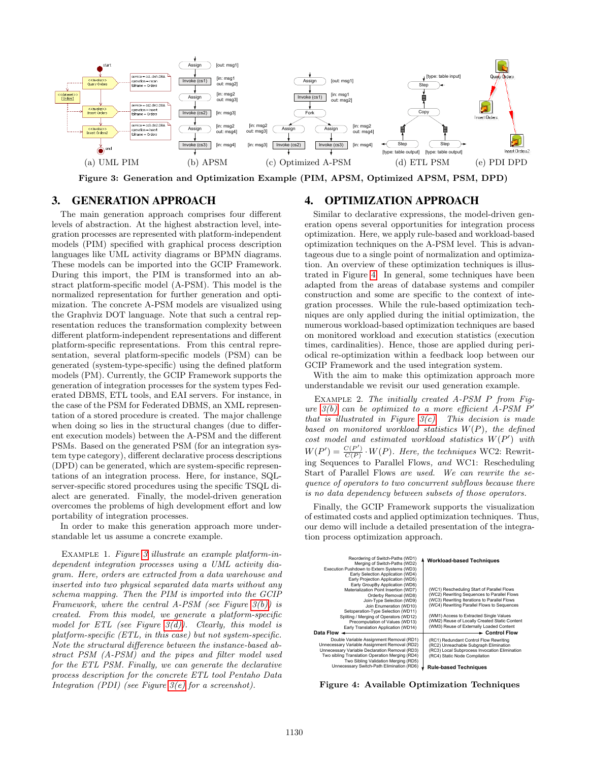(a) UML PIM (b) APSM (c) Optimized A-PSM (d) ETL PSM (e) PDI DPD

**Figure 3: Generation and Optimization Example (PIM, APSM, Optimized APSM, PSM, DPD)**

## 3. GENERATION APPROACH

The main generation approach comprises four different levels of abstraction. At the highest abstraction level, integration processes are represented with platform-independent models (PIM) specified with graphical process description languages like UML activity diagrams or BPMN diagrams. These models can be imported into the GCIP Framework. During this import, the PIM is transformed into an abstract platform-specific model (A-PSM). This model is the normalized representation for further generation and optimization. The concrete A-PSM models are visualized using the Graphviz DOT language. Note that such a central representation reduces the transformation complexity between different platform-independent representations and different platform-specific representations. From this central representation, several platform-specific models (PSM) can be generated (system-type-specific) using the defined platform models (PM). Currently, the GCIP Framework supports the generation of integration processes for the system types Federated DBMS, ETL tools, and EAI servers. For instance, in the case of the PSM for Federated DBMS, an XML representation of a stored procedure is created. The major challenge when doing so lies in the structural changes (due to different execution models) between the A-PSM and the different PSMs. Based on the generated PSM (for an integration system type category), different declarative process descriptions (DPD) can be generated, which are system-specific representations of an integration process. Here, for instance, SQL-server-specific stored procedures using the specific TSQL dialect are generated. Finally, the model-driven generation overcomes the problems of high development effort and low portability of integration processes.

In order to make this generation approach more understandable let us assume a concrete example.

EXAMPLE 1. *Figure 3 illustrate an example platform-independent integration processes using a UML activity diagram. Here, orders are extracted from a data warehouse and inserted into two physical separated data marts without any schema mapping. Then the PIM is imported into the GCIP Framework, where the central A-PSM (see Figure 3(b)) is created. From this model, we generate a platform-specific model for ETL (see Figure 3(d)). Clearly, this model is platform-specific (ETL, in this case) but not system-specific. Note the structural difference between the instance-based abstract PSM (A-PSM) and the pipes and filter model used for the ETL PSM. Finally, we can generate the declarative process description for the concrete ETL tool Pentaho Data Integration (PDI) (see Figure 3(e) for a screenshot).*

## 4. OPTIMIZATION APPROACH

Similar to declarative expressions, the model-driven generation opens several opportunities for integration process optimization. Here, we apply rule-based and workload-based optimization techniques on the A-PSM level. This is advantageous due to a single point of normalization and optimization. An overview of these optimization techniques is illustrated in Figure 4. In general, some techniques have been adapted from the areas of database systems and compiler construction and some are specific to the context of integration processes. While the rule-based optimization techniques are only applied during the initial optimization, the numerous workload-based optimization techniques are based on monitored workload and execution statistics (execution times, cardinalities). Hence, those are applied during periodical re-optimization within a feedback loop between our GCIP Framework and the used integration system.

With the aim to make this optimization approach more understandable we revisit our used generation example.

EXAMPLE 2. *The initially created A-PSM P from Figure 3(b) can be optimized to a more efficient A-PSM P′ that is illustrated in Figure 3(c). This decision is made based on monitored workload statistics $W(P)$, the defined cost model and estimated workload statistics $W(P')$ with $W(P') = \frac{C(P')}{C(P)} \cdot W(P)$. Here, the techniques* WC2: Rewriting Sequences to Parallel Flows, *and* WC1: Rescheduling Start of Parallel Flows *are used. We can rewrite the sequence of operators to two concurrent subflows because there is no data dependency between subsets of those operators.*

Finally, the GCIP Framework supports the visualization of estimated costs and applied optimization techniques. Thus, our demo will include a detailed presentation of the integration process optimization approach.

Workload-based Techniques

Reordering of Switch-Paths (WD1)
Merging of Switch-Paths (WD2)
Execution Pushdown to Extern Systems (WD3)
Early Selection Application (WD4)
Early Projection Application (WD5)
Early GroupBy Application (WD6)
Materialization Point Insertion (WD7)
Orderby Removal (WD8)
Join-Type Selection (WD9)
Join Enumeration (WD10)
Setoperation-Type Selection (WD11)
Splitting / Merging of Operators (WD12)
Precomputation of Values (WD13)
Early Translation Application (WD14)

(WC1) Rescheduling Start of Parallel Flows
(WC2) Rewriting Sequences to Parallel Flows
(WC3) Rewriting Iterations to Parallel Flows
(WC4) Rewriting Parallel Flows to Sequences

(WM1) Access to Extracted Single Values
(WM2) Reuse of Locally Created Static Content
(WM3) Reuse of Externally Loaded Content

Data Flow

Control Flow

Double Variable Assignment Removal (RD1)
Unnecessary Variable Assignment Removal (RD2)
Unnecessary Variable Declaration Removal (RD3)
Two sibling Translation Operation Merging (RD4)
Two Sibling Validation Merging (RD5)
Unnecessary Switch-Path Elimination (RD6)

(RC1) Redundant Control Flow Rewriting
(RC2) Unreachable Subgraph Elimination
(RC3) Local Subprocess Invocation Elimination
(RC4) Static Node Compilation

Rule-based Techniques

**Figure 4: Available Optimization Techniques**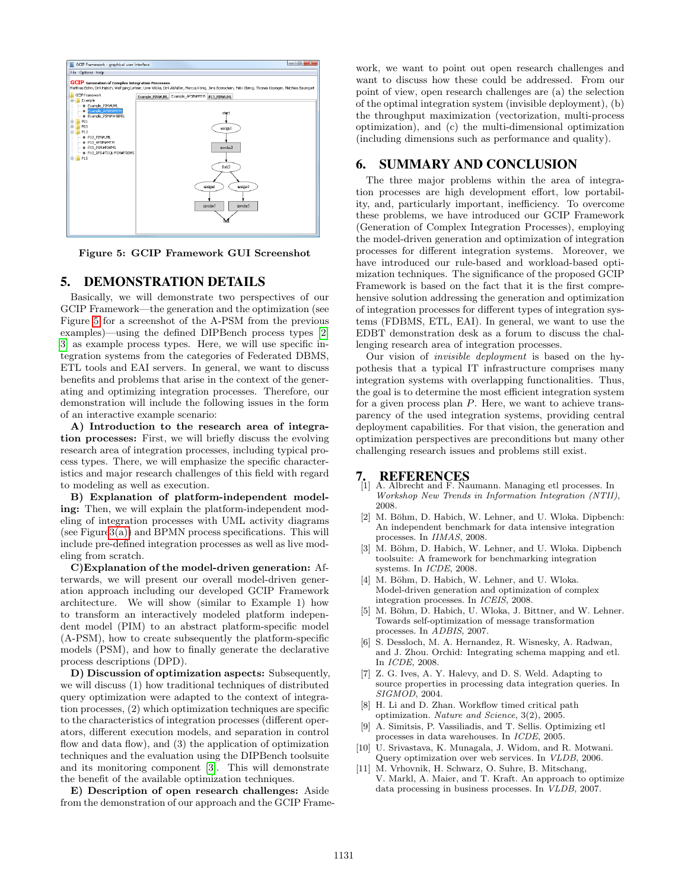Figure 5: GCIP Framework GUI Screenshot

## 5. DEMONSTRATION DETAILS

Basically, we will demonstrate two perspectives of our GCIP Framework—the generation and the optimization (see Figure 5 for a screenshot of the A-PSM from the previous examples)—using the defined DIPBench process types [2, 3] as example process types. Here, we will use specific integration systems from the categories of Federated DBMS, ETL tools and EAI servers. In general, we want to discuss benefits and problems that arise in the context of the generating and optimizing integration processes. Therefore, our demonstration will include the following issues in the form of an interactive example scenario:

**A) Introduction to the research area of integration processes:** First, we will briefly discuss the evolving research area of integration processes, including typical process types. There, we will emphasize the specific characteristics and major research challenges of this field with regard to modeling as well as execution.

**B) Explanation of platform-independent modeling:** Then, we will explain the platform-independent modeling of integration processes with UML activity diagrams (see Figure 3(a)) and BPMN process specifications. This will include pre-defined integration processes as well as live modeling from scratch.

**C)Explanation of the model-driven generation:** Afterwards, we will present our overall model-driven generation approach including our developed GCIP Framework architecture. We will show (similar to Example 1) how to transform an interactively modeled platform independent model (PIM) to an abstract platform-specific model (A-PSM), how to create subsequently the platform-specific models (PSM), and how to finally generate the declarative process descriptions (DPD).

**D) Discussion of optimization aspects:** Subsequently, we will discuss (1) how traditional techniques of distributed query optimization were adapted to the context of integration processes, (2) which optimization techniques are specific to the characteristics of integration processes (different operators, different execution models, and separation in control flow and data flow), and (3) the application of optimization techniques and the evaluation using the DIPBench toolsuite and its monitoring component [3]. This will demonstrate the benefit of the available optimization techniques.

**E) Description of open research challenges:** Aside from the demonstration of our approach and the GCIP Framework, we want to point out open research challenges and want to discuss how these could be addressed. From our point of view, open research challenges are (a) the selection of the optimal integration system (invisible deployment), (b) the throughput maximization (vectorization, multi-process optimization), and (c) the multi-dimensional optimization (including dimensions such as performance and quality).

## 6. SUMMARY AND CONCLUSION

The three major problems within the area of integration processes are high development effort, low portability, and, particularly important, inefficiency. To overcome these problems, we have introduced our GCIP Framework (Generation of Complex Integration Processes), employing the model-driven generation and optimization of integration processes for different integration systems. Moreover, we have introduced our rule-based and workload-based optimization techniques. The significance of the proposed GCIP Framework is based on the fact that it is the first comprehensive solution addressing the generation and optimization of integration processes for different types of integration systems (FDBMS, ETL, EAI). In general, we want to use the EDBT demonstration desk as a forum to discuss the challenging research area of integration processes.

Our vision of *invisible deployment* is based on the hypothesis that a typical IT infrastructure comprises many integration systems with overlapping functionalities. Thus, the goal is to determine the most efficient integration system for a given process plan $P$. Here, we want to achieve transparency of the used integration systems, providing central deployment capabilities. For that vision, the generation and optimization perspectives are preconditions but many other challenging research issues and problems still exist.

## 7. REFERENCES

[1] A. Albrecht and F. Naumann. Managing etl processes. In *Workshop New Trends in Information Integration (NTII)*, 2008.

[2] M. Böhm, D. Habich, W. Lehner, and U. Wloka. Dipbench: An independent benchmark for data intensive integration processes. In *IIMAS*, 2008.

[3] M. Böhm, D. Habich, W. Lehner, and U. Wloka. Dipbench toolsuite: A framework for benchmarking integration systems. In *ICDE*, 2008.

[4] M. Böhm, D. Habich, W. Lehner, and U. Wloka. Model-driven generation and optimization of complex integration processes. In *ICEIS*, 2008.

[5] M. Böhm, D. Habich, U. Wloka, J. Bittner, and W. Lehner. Towards self-optimization of message transformation processes. In *ADBIS*, 2007.

[6] S. Dessloch, M. A. Hernandez, R. Wisnesky, A. Radwan, and J. Zhou. Orchid: Integrating schema mapping and etl. In *ICDE*, 2008.

[7] Z. G. Ives, A. Y. Halevy, and D. S. Weld. Adapting to source properties in processing data integration queries. In *SIGMOD*, 2004.

[8] H. Li and D. Zhan. Workflow timed critical path optimization. *Nature and Science*, 3(2), 2005.

[9] A. Simitsis, P. Vassiliadis, and T. Sellis. Optimizing etl processes in data warehouses. In *ICDE*, 2005.

[10] U. Srivastava, K. Munagala, J. Widom, and R. Motwani. Query optimization over web services. In *VLDB*, 2006.

[11] M. Vrhovnik, H. Schwarz, O. Suhre, B. Mitschang, V. Markl, A. Maier, and T. Kraft. An approach to optimize data processing in business processes. In *VLDB*, 2007.